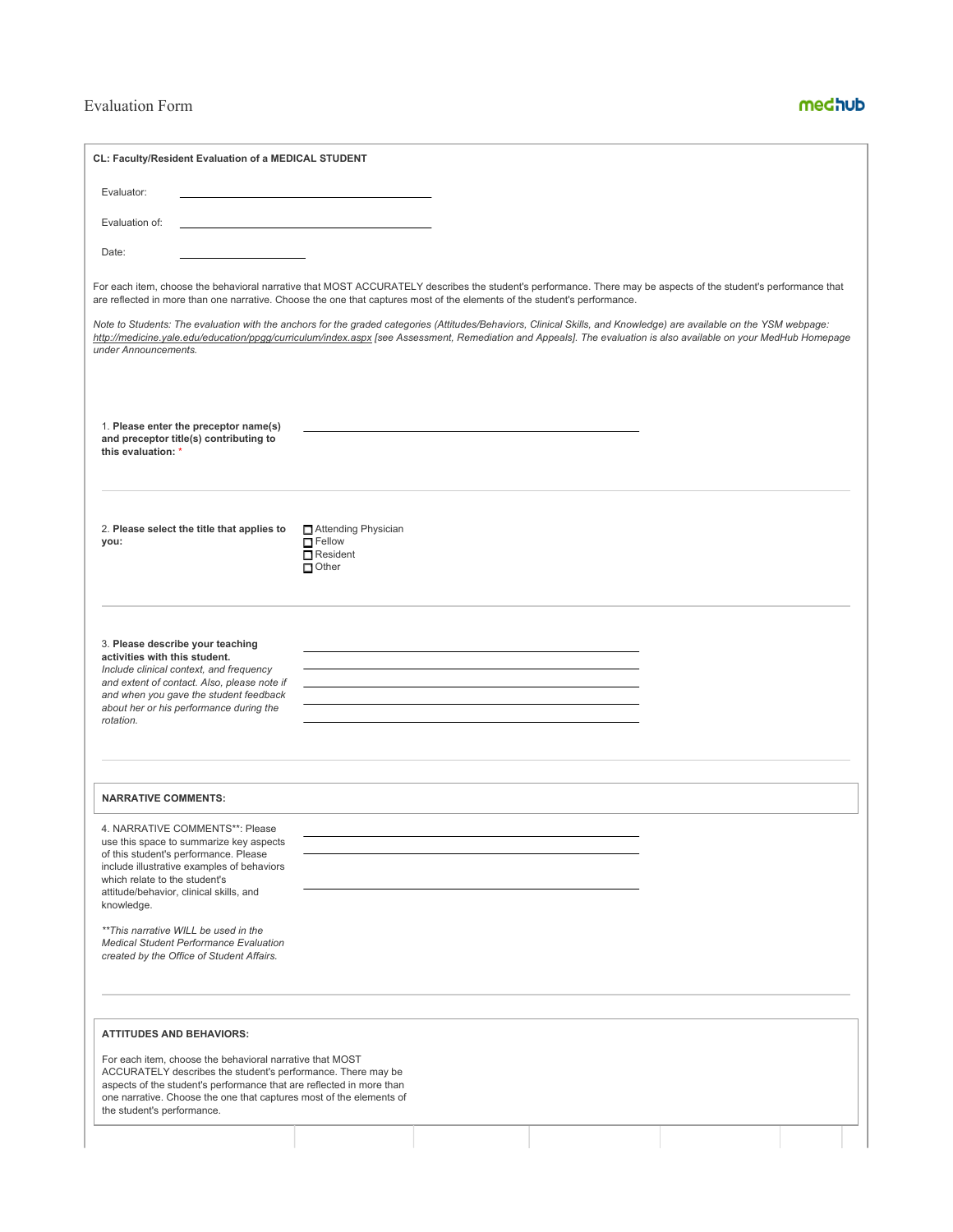# Evaluation Form

**medhub**

**CL: Faculty/Resident Evaluation of a MEDICAL STUDENT**

Evaluator: \_\_\_\_\_\_\_\_\_\_\_\_\_\_\_\_\_\_\_\_\_\_\_\_\_\_\_\_\_\_

Evaluation of: \_\_\_\_\_\_\_\_\_\_\_\_\_\_\_\_\_\_\_\_\_\_\_\_\_\_\_\_\_\_

Date: \_\_\_\_\_\_\_\_\_\_\_\_\_\_\_\_

For each item, choose the behavioral narrative that MOST ACCURATELY describes the student's performance. There may be aspects of the student's performance that are reflected in more than one narrative. Choose the one that captures most of the elements of the student's performance.

*Note to Students: The evaluation with the anchors for the graded categories (Attitudes/Behaviors, Clinical Skills, and Knowledge) are available on the YSM webpage: http://medicine.yale.edu/education/ppgg/curriculum/index.aspx [see Assessment, Remediation and Appeals]. The evaluation is also available on your MedHub Homepage under Announcements.*

1. **Please enter the preceptor name(s) and preceptor title(s) contributing to this evaluation:** *

\_\_\_\_\_\_\_\_\_\_\_\_\_\_\_\_\_\_\_\_\_\_\_\_\_\_\_\_\_\_\_\_\_\_\_\_\_\_\_\_

2. **Please select the title that applies to you:**

- ☐ Attending Physician
- ☐ Fellow
- ☐ Resident
- ☐ Other

3. **Please describe your teaching activities with this student.**
*Include clinical context, and frequency and extent of contact. Also, please note if and when you gave the student feedback about her or his performance during the rotation.*

\_\_\_\_\_\_\_\_\_\_\_\_\_\_\_\_\_\_\_\_\_\_\_\_\_\_\_\_\_\_\_\_\_\_\_\_\_\_\_\_

\_\_\_\_\_\_\_\_\_\_\_\_\_\_\_\_\_\_\_\_\_\_\_\_\_\_\_\_\_\_\_\_\_\_\_\_\_\_\_\_

\_\_\_\_\_\_\_\_\_\_\_\_\_\_\_\_\_\_\_\_\_\_\_\_\_\_\_\_\_\_\_\_\_\_\_\_\_\_\_\_

\_\_\_\_\_\_\_\_\_\_\_\_\_\_\_\_\_\_\_\_\_\_\_\_\_\_\_\_\_\_\_\_\_\_\_\_\_\_\_\_

\_\_\_\_\_\_\_\_\_\_\_\_\_\_\_\_\_\_\_\_\_\_\_\_\_\_\_\_\_\_\_\_\_\_\_\_\_\_\_\_

**NARRATIVE COMMENTS:**

4. NARRATIVE COMMENTS**: Please use this space to summarize key aspects of this student's performance. Please include illustrative examples of behaviors which relate to the student's attitude/behavior, clinical skills, and knowledge.

*\*\*This narrative WILL be used in the Medical Student Performance Evaluation created by the Office of Student Affairs.*

\_\_\_\_\_\_\_\_\_\_\_\_\_\_\_\_\_\_\_\_\_\_\_\_\_\_\_\_\_\_\_\_\_\_\_\_\_\_\_\_

\_\_\_\_\_\_\_\_\_\_\_\_\_\_\_\_\_\_\_\_\_\_\_\_\_\_\_\_\_\_\_\_\_\_\_\_\_\_\_\_

\_\_\_\_\_\_\_\_\_\_\_\_\_\_\_\_\_\_\_\_\_\_\_\_\_\_\_\_\_\_\_\_\_\_\_\_\_\_\_\_

**ATTITUDES AND BEHAVIORS:**

For each item, choose the behavioral narrative that MOST ACCURATELY describes the student's performance. There may be aspects of the student's performance that are reflected in more than one narrative. Choose the one that captures most of the elements of the student's performance.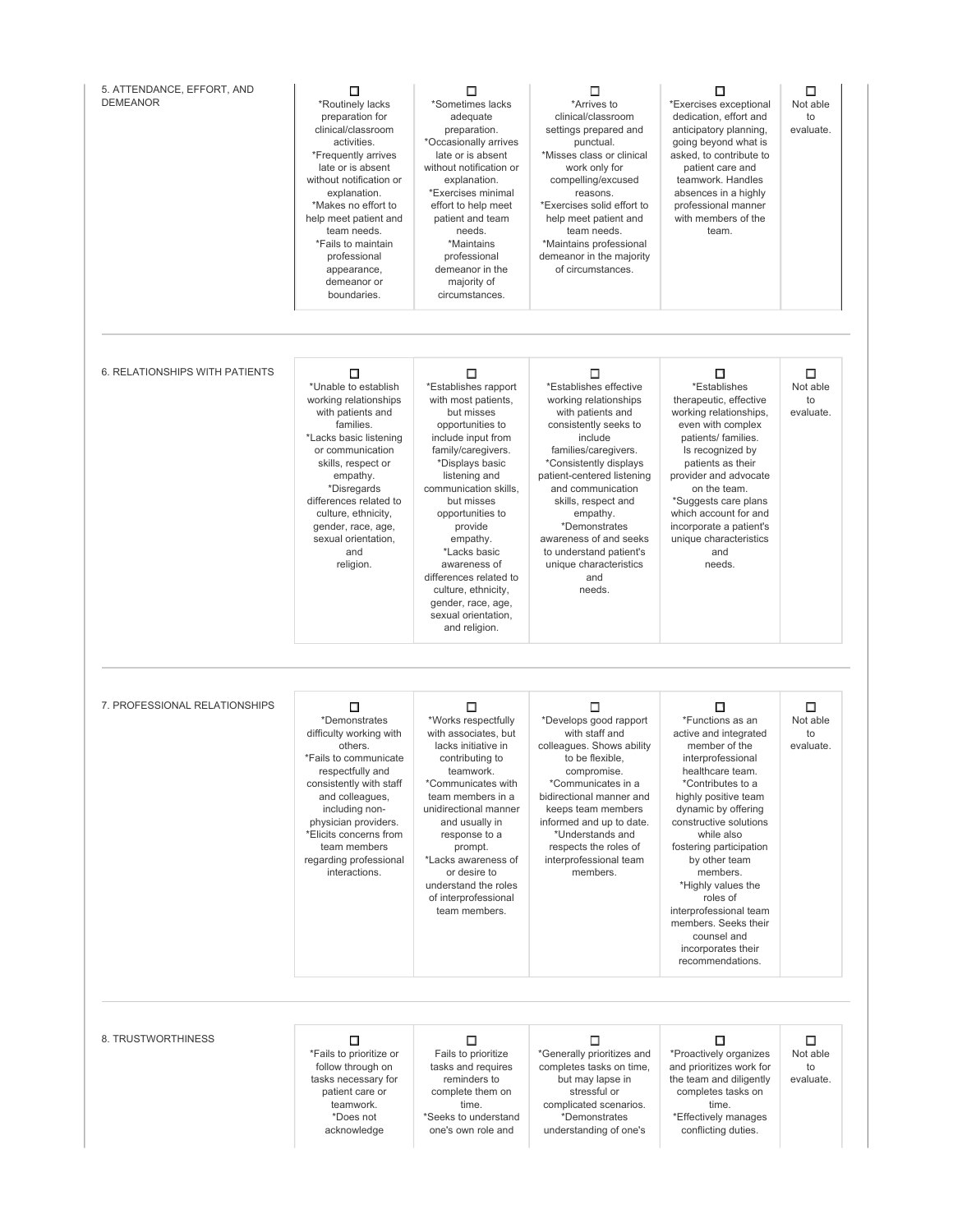| | | | | | |
|---|---|---|---|---|---|
| 5. ATTENDANCE, EFFORT, AND DEMEANOR | ☐ *Routinely lacks preparation for clinical/classroom activities. *Frequently arrives late or is absent without notification or explanation. *Makes no effort to help meet patient and team needs. *Fails to maintain professional appearance, demeanor or boundaries. | ☐ *Sometimes lacks adequate preparation. *Occasionally arrives late or is absent without notification or explanation. *Exercises minimal effort to help meet patient and team needs. *Maintains professional demeanor in the majority of circumstances. | ☐ *Arrives to clinical/classroom settings prepared and punctual. *Misses class or clinical work only for compelling/excused reasons. *Exercises solid effort to help meet patient and team needs. *Maintains professional demeanor in the majority of circumstances. | ☐ *Exercises exceptional dedication, effort and anticipatory planning, going beyond what is asked, to contribute to patient care and teamwork. Handles absences in a highly professional manner with members of the team. | ☐ Not able to evaluate. |
| 6. RELATIONSHIPS WITH PATIENTS | ☐ *Unable to establish working relationships with patients and families. *Lacks basic listening or communication skills, respect or empathy. *Disregards differences related to culture, ethnicity, gender, race, age, sexual orientation, and religion. | ☐ *Establishes rapport with most patients, but misses opportunities to include input from family/caregivers. *Displays basic listening and communication skills, but misses opportunities to provide empathy. *Lacks basic awareness of differences related to culture, ethnicity, gender, race, age, sexual orientation, and religion. | ☐ *Establishes effective working relationships with patients and consistently seeks to include families/caregivers. *Consistently displays patient-centered listening and communication skills, respect and empathy. *Demonstrates awareness of and seeks to understand patient's unique characteristics and needs. | ☐ *Establishes therapeutic, effective working relationships, even with complex patients/ families. Is recognized by patients as their provider and advocate on the team. *Suggests care plans which account for and incorporate a patient's unique characteristics and needs. | ☐ Not able to evaluate. |
| 7. PROFESSIONAL RELATIONSHIPS | ☐ *Demonstrates difficulty working with others. *Fails to communicate respectfully and consistently with staff and colleagues, including non-physician providers. *Elicits concerns from team members regarding professional interactions. | ☐ *Works respectfully with associates, but lacks initiative in contributing to teamwork. *Communicates with team members in a unidirectional manner and usually in response to a prompt. *Lacks awareness of or desire to understand the roles of interprofessional team members. | ☐ *Develops good rapport with staff and colleagues. Shows ability to be flexible, compromise. *Communicates in a bidirectional manner and keeps team members informed and up to date. *Understands and respects the roles of interprofessional team members. | ☐ *Functions as an active and integrated member of the interprofessional healthcare team. *Contributes to a highly positive team dynamic by offering constructive solutions while also fostering participation by other team members. *Highly values the roles of interprofessional team members. Seeks their counsel and incorporates their recommendations. | ☐ Not able to evaluate. |
| 8. TRUSTWORTHINESS | ☐ *Fails to prioritize or follow through on tasks necessary for patient care or teamwork. *Does not acknowledge | ☐ Fails to prioritize tasks and requires reminders to complete them on time. *Seeks to understand one's own role and | ☐ *Generally prioritizes and completes tasks on time, but may lapse in stressful or complicated scenarios. *Demonstrates understanding of one's | ☐ *Proactively organizes and prioritizes work for the team and diligently completes tasks on time. *Effectively manages conflicting duties. | ☐ Not able to evaluate. |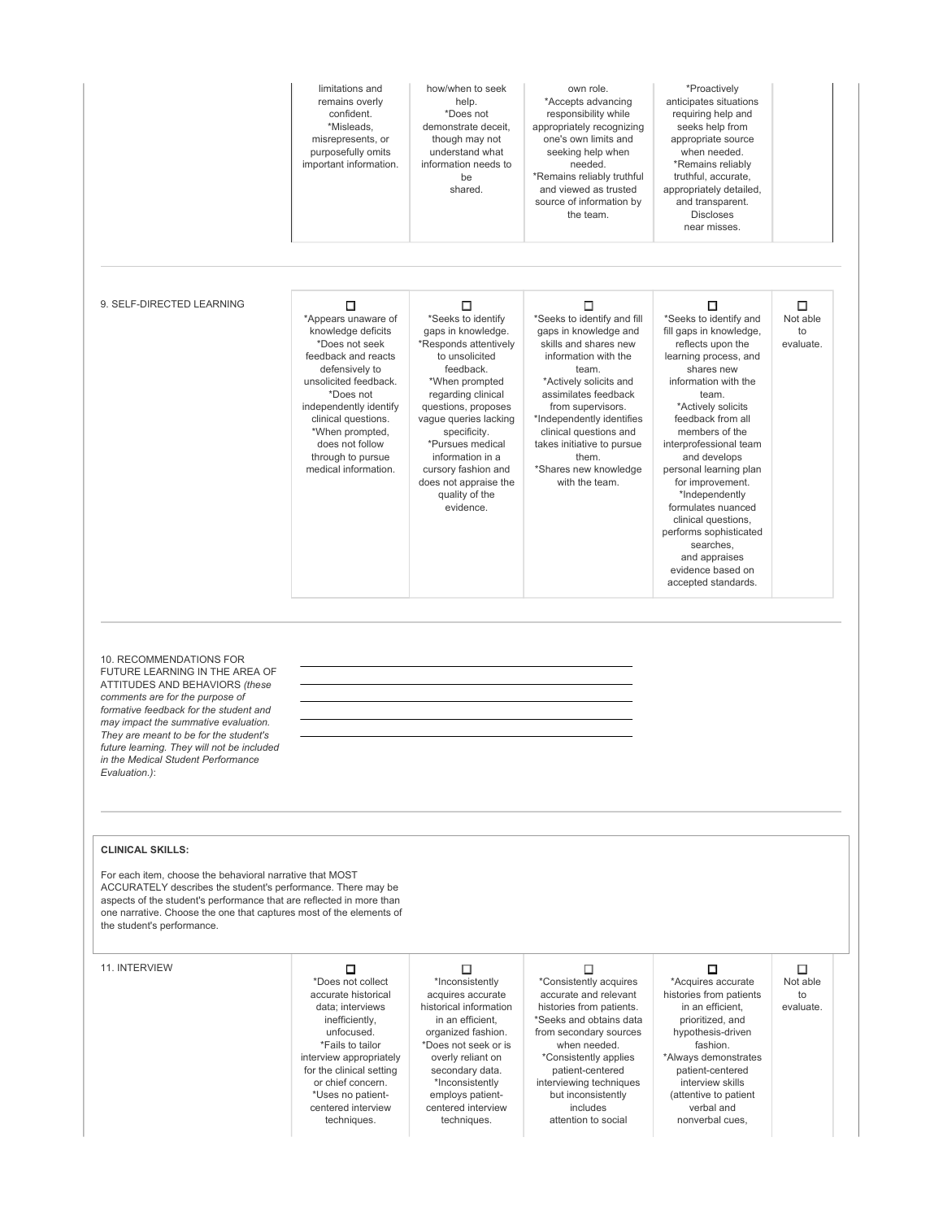| | | | | | |
|---|---|---|---|---|---|
| | limitations and remains overly confident. *Misleads, misrepresents, or purposefully omits important information. | how/when to seek help. *Does not demonstrate deceit, though may not understand what information needs to be shared. | own role. *Accepts advancing responsibility while appropriately recognizing one's own limits and seeking help when needed. *Remains reliably truthful and viewed as trusted source of information by the team. | *Proactively anticipates situations requiring help and seeks help from appropriate source when needed. *Remains reliably truthful, accurate, appropriately detailed, and transparent. Discloses near misses. | |

| | | | | | |
|---|---|---|---|---|---|
| 9. SELF-DIRECTED LEARNING | ☐ *Appears unaware of knowledge deficits *Does not seek feedback and reacts defensively to unsolicited feedback. *Does not independently identify clinical questions. *When prompted, does not follow through to pursue medical information. | ☐ *Seeks to identify gaps in knowledge. *Responds attentively to unsolicited feedback. *When prompted regarding clinical questions, proposes vague queries lacking specificity. *Pursues medical information in a cursory fashion and does not appraise the quality of the evidence. | ☐ *Seeks to identify and fill gaps in knowledge and skills and shares new information with the team. *Actively solicits and assimilates feedback from supervisors. *Independently identifies clinical questions and takes initiative to pursue them. *Shares new knowledge with the team. | ☐ *Seeks to identify and fill gaps in knowledge, reflects upon the learning process, and shares new information with the team. *Actively solicits feedback from all members of the interprofessional team and develops personal learning plan for improvement. *Independently formulates nuanced clinical questions, performs sophisticated searches, and appraises evidence based on accepted standards. | ☐ Not able to evaluate. |

10. RECOMMENDATIONS FOR FUTURE LEARNING IN THE AREA OF ATTITUDES AND BEHAVIORS *(these comments are for the purpose of formative feedback for the student and may impact the summative evaluation. They are meant to be for the student's future learning. They will not be included in the Medical Student Performance Evaluation.)*:

______________________________________________
______________________________________________
______________________________________________
______________________________________________
______________________________________________

**CLINICAL SKILLS:**

For each item, choose the behavioral narrative that MOST ACCURATELY describes the student's performance. There may be aspects of the student's performance that are reflected in more than one narrative. Choose the one that captures most of the elements of the student's performance.

| | | | | | |
|---|---|---|---|---|---|
| 11. INTERVIEW | ☐ *Does not collect accurate historical data; interviews inefficiently, unfocused. *Fails to tailor interview appropriately for the clinical setting or chief concern. *Uses no patient-centered interview techniques. | ☐ *Inconsistently acquires accurate historical information in an efficient, organized fashion. *Does not seek or is overly reliant on secondary data. *Inconsistently employs patient-centered interview techniques. | ☐ *Consistently acquires accurate and relevant histories from patients. *Seeks and obtains data from secondary sources when needed. *Consistently applies patient-centered interviewing techniques but inconsistently includes attention to social | ☐ *Acquires accurate histories from patients in an efficient, prioritized, and hypothesis-driven fashion. *Always demonstrates patient-centered interview skills (attentive to patient verbal and nonverbal cues, | ☐ Not able to evaluate. |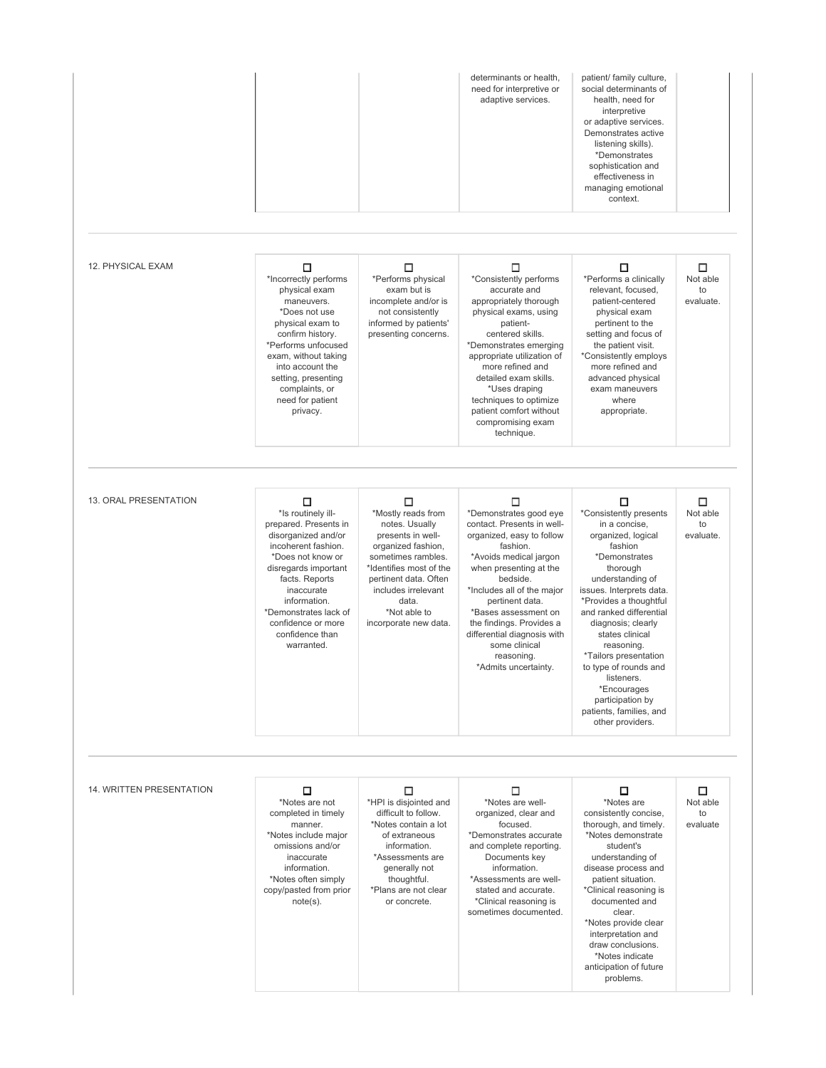| | | | | | |
|---|---|---|---|---|---|
| | | | determinants or health, need for interpretive or adaptive services. | patient/ family culture, social determinants of health, need for interpretive or adaptive services. Demonstrates active listening skills). *Demonstrates sophistication and effectiveness in managing emotional context. | |

| | | | | | |
|---|---|---|---|---|---|
| 12. PHYSICAL EXAM | ☐ *Incorrectly performs physical exam maneuvers. *Does not use physical exam to confirm history. *Performs unfocused exam, without taking into account the setting, presenting complaints, or need for patient privacy. | ☐ *Performs physical exam but is incomplete and/or is not consistently informed by patients' presenting concerns. | ☐ *Consistently performs accurate and appropriately thorough physical exams, using patient-centered skills. *Demonstrates emerging appropriate utilization of more refined and detailed exam skills. *Uses draping techniques to optimize patient comfort without compromising exam technique. | ☐ *Performs a clinically relevant, focused, patient-centered physical exam pertinent to the setting and focus of the patient visit. *Consistently employs more refined and advanced physical exam maneuvers where appropriate. | ☐ Not able to evaluate. |

| | | | | | |
|---|---|---|---|---|---|
| 13. ORAL PRESENTATION | ☐ *Is routinely ill-prepared. Presents in disorganized and/or incoherent fashion. *Does not know or disregards important facts. Reports inaccurate information. *Demonstrates lack of confidence or more confidence than warranted. | ☐ *Mostly reads from notes. Usually presents in well-organized fashion, sometimes rambles. *Identifies most of the pertinent data. Often includes irrelevant data. *Not able to incorporate new data. | ☐ *Demonstrates good eye contact. Presents in well-organized, easy to follow fashion. *Avoids medical jargon when presenting at the bedside. *Includes all of the major pertinent data. *Bases assessment on the findings. Provides a differential diagnosis with some clinical reasoning. *Admits uncertainty. | ☐ *Consistently presents in a concise, organized, logical fashion *Demonstrates thorough understanding of issues. Interprets data. *Provides a thoughtful and ranked differential diagnosis; clearly states clinical reasoning. *Tailors presentation to type of rounds and listeners. *Encourages participation by patients, families, and other providers. | ☐ Not able to evaluate. |

| | | | | | |
|---|---|---|---|---|---|
| 14. WRITTEN PRESENTATION | ☐ *Notes are not completed in timely manner. *Notes include major omissions and/or inaccurate information. *Notes often simply copy/pasted from prior note(s). | ☐ *HPI is disjointed and difficult to follow. *Notes contain a lot of extraneous information. *Assessments are generally not thoughtful. *Plans are not clear or concrete. | ☐ *Notes are well-organized, clear and focused. *Demonstrates accurate and complete reporting. Documents key information. *Assessments are well-stated and accurate. *Clinical reasoning is sometimes documented. | ☐ *Notes are consistently concise, thorough, and timely. *Notes demonstrate student's understanding of disease process and patient situation. *Clinical reasoning is documented and clear. *Notes provide clear interpretation and draw conclusions. *Notes indicate anticipation of future problems. | ☐ Not able to evaluate |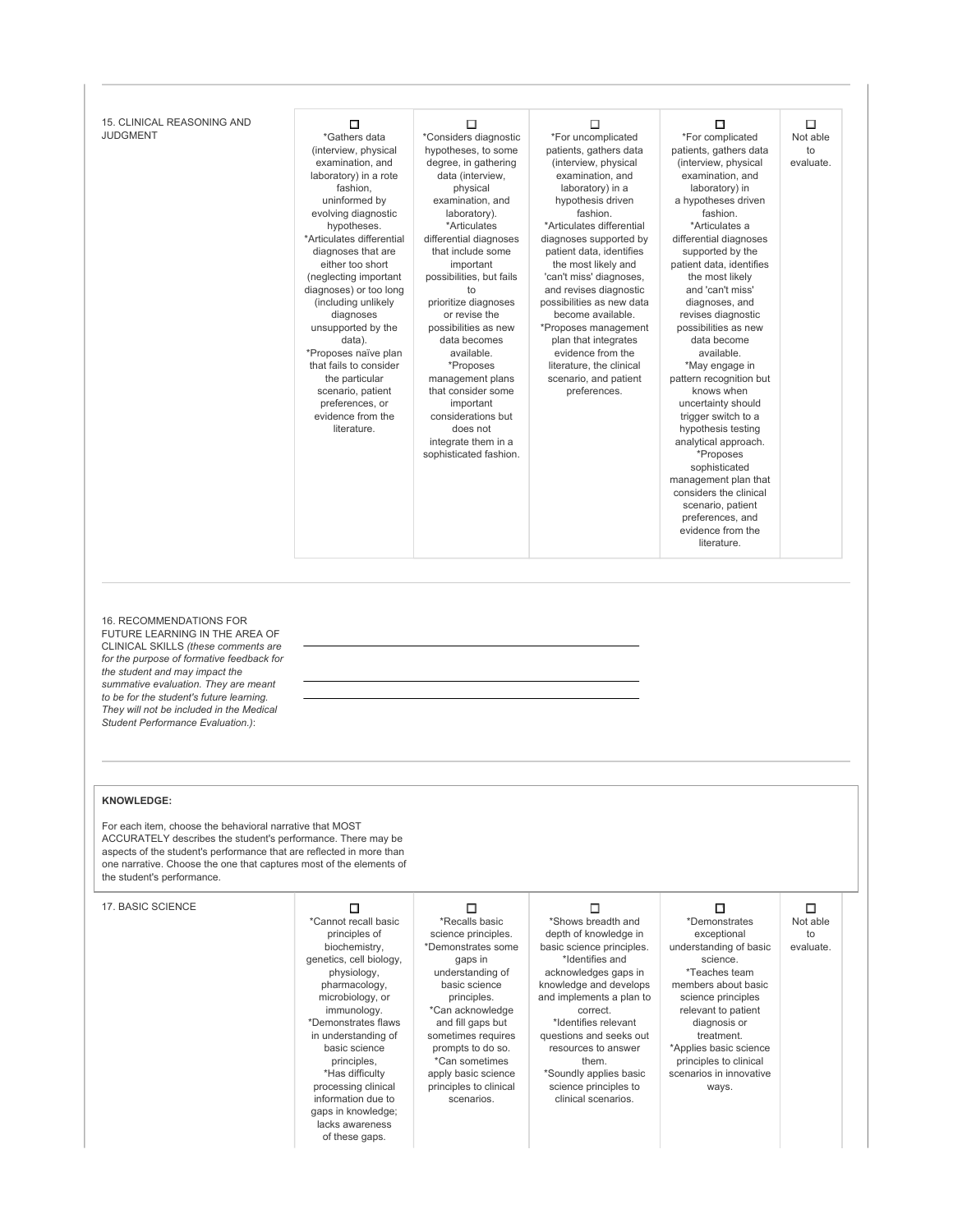| 15. CLINICAL REASONING AND JUDGMENT | ☐ *Gathers data (interview, physical examination, and laboratory) in a rote fashion, uninformed by evolving diagnostic hypotheses. *Articulates differential diagnoses that are either too short (neglecting important diagnoses) or too long (including unlikely diagnoses unsupported by the data). *Proposes naïve plan that fails to consider the particular scenario, patient preferences, or evidence from the literature. | ☐ *Considers diagnostic hypotheses, to some degree, in gathering data (interview, physical examination, and laboratory). *Articulates differential diagnoses that include some important possibilities, but fails to prioritize diagnoses or revise the possibilities as new data becomes available. *Proposes management plans that consider some important considerations but does not integrate them in a sophisticated fashion. | ☐ *For uncomplicated patients, gathers data (interview, physical examination, and laboratory) in a hypothesis driven fashion. *Articulates differential diagnoses supported by patient data, identifies the most likely and 'can't miss' diagnoses, and revises diagnostic possibilities as new data become available. *Proposes management plan that integrates evidence from the literature, the clinical scenario, and patient preferences. | ☐ *For complicated patients, gathers data (interview, physical examination, and laboratory) in a hypotheses driven fashion. *Articulates a differential diagnoses supported by the patient data, identifies the most likely and 'can't miss' diagnoses, and revises diagnostic possibilities as new data become available. *May engage in pattern recognition but knows when uncertainty should trigger switch to a hypothesis testing analytical approach. *Proposes sophisticated management plan that considers the clinical scenario, patient preferences, and evidence from the literature. | ☐ Not able to evaluate. |
|---|---|---|---|---|---|

16. RECOMMENDATIONS FOR FUTURE LEARNING IN THE AREA OF CLINICAL SKILLS *(these comments are for the purpose of formative feedback for the student and may impact the summative evaluation. They are meant to be for the student's future learning. They will not be included in the Medical Student Performance Evaluation.)*:

______________________________________________

______________________________________________

______________________________________________

**KNOWLEDGE:**

For each item, choose the behavioral narrative that MOST ACCURATELY describes the student's performance. There may be aspects of the student's performance that are reflected in more than one narrative. Choose the one that captures most of the elements of the student's performance.

| 17. BASIC SCIENCE | ☐ *Cannot recall basic principles of biochemistry, genetics, cell biology, physiology, pharmacology, microbiology, or immunology. *Demonstrates flaws in understanding of basic science principles, *Has difficulty processing clinical information due to gaps in knowledge; lacks awareness of these gaps. | ☐ *Recalls basic science principles. *Demonstrates some gaps in understanding of basic science principles. *Can acknowledge and fill gaps but sometimes requires prompts to do so. *Can sometimes apply basic science principles to clinical scenarios. | ☐ *Shows breadth and depth of knowledge in basic science principles. *Identifies and acknowledges gaps in knowledge and develops and implements a plan to correct. *Identifies relevant questions and seeks out resources to answer them. *Soundly applies basic science principles to clinical scenarios. | ☐ *Demonstrates exceptional understanding of basic science. *Teaches team members about basic science principles relevant to patient diagnosis or treatment. *Applies basic science principles to clinical scenarios in innovative ways. | ☐ Not able to evaluate. |
|---|---|---|---|---|---|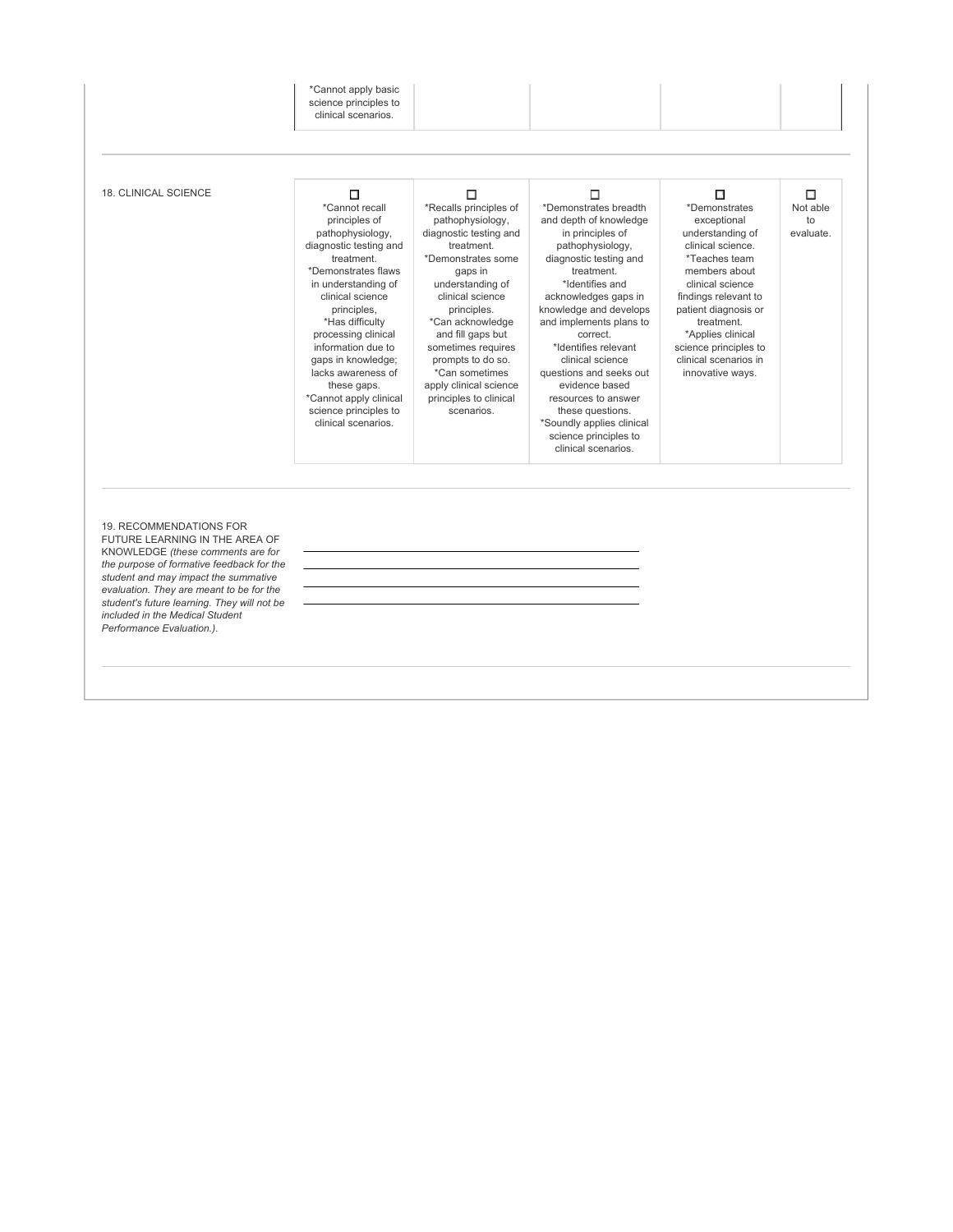| | | | | | |
|---|---|---|---|---|---|
| | *Cannot apply basic science principles to clinical scenarios. | | | | |

| | | | | | |
|---|---|---|---|---|---|
| 18. CLINICAL SCIENCE | ☐ *Cannot recall principles of pathophysiology, diagnostic testing and treatment. *Demonstrates flaws in understanding of clinical science principles, *Has difficulty processing clinical information due to gaps in knowledge; lacks awareness of these gaps. *Cannot apply clinical science principles to clinical scenarios. | ☐ *Recalls principles of pathophysiology, diagnostic testing and treatment. *Demonstrates some gaps in understanding of clinical science principles. *Can acknowledge and fill gaps but sometimes requires prompts to do so. *Can sometimes apply clinical science principles to clinical scenarios. | ☐ *Demonstrates breadth and depth of knowledge in principles of pathophysiology, diagnostic testing and treatment. *Identifies and acknowledges gaps in knowledge and develops and implements plans to correct. *Identifies relevant clinical science questions and seeks out evidence based resources to answer these questions. *Soundly applies clinical science principles to clinical scenarios. | ☐ *Demonstrates exceptional understanding of clinical science. *Teaches team members about clinical science findings relevant to patient diagnosis or treatment. *Applies clinical science principles to clinical scenarios in innovative ways. | ☐ Not able to evaluate. |

19. RECOMMENDATIONS FOR FUTURE LEARNING IN THE AREA OF KNOWLEDGE *(these comments are for the purpose of formative feedback for the student and may impact the summative evaluation. They are meant to be for the student's future learning. They will not be included in the Medical Student Performance Evaluation.).*

\_\_\_\_\_\_\_\_\_\_\_\_\_\_\_\_\_\_\_\_\_\_\_\_\_\_\_\_\_\_\_\_\_\_\_\_\_\_\_\_

\_\_\_\_\_\_\_\_\_\_\_\_\_\_\_\_\_\_\_\_\_\_\_\_\_\_\_\_\_\_\_\_\_\_\_\_\_\_\_\_

\_\_\_\_\_\_\_\_\_\_\_\_\_\_\_\_\_\_\_\_\_\_\_\_\_\_\_\_\_\_\_\_\_\_\_\_\_\_\_\_

\_\_\_\_\_\_\_\_\_\_\_\_\_\_\_\_\_\_\_\_\_\_\_\_\_\_\_\_\_\_\_\_\_\_\_\_\_\_\_\_